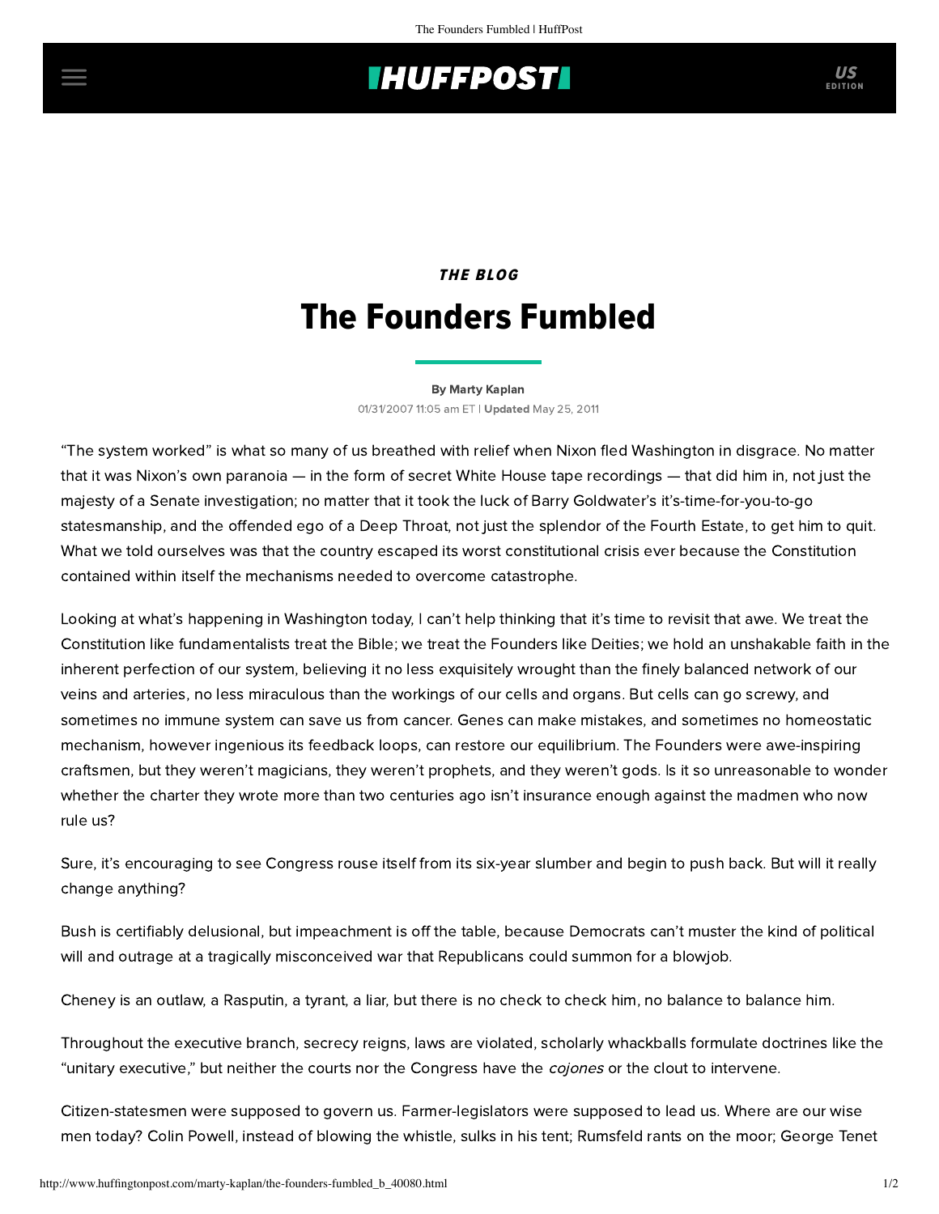*THE BLOG*

# The Founders Fumbled

By Marty Kaplan

01/31/2007 11:05 am ET | **Updated** May 25, 2011

“The system worked” is what so many of us breathed with relief when Nixon fled Washington in disgrace. No matter that it was Nixon’s own paranoia — in the form of secret White House tape recordings — that did him in, not just the majesty of a Senate investigation; no matter that it took the luck of Barry Goldwater’s it’s-time-for-you-to-go statesmanship, and the offended ego of a Deep Throat, not just the splendor of the Fourth Estate, to get him to quit. What we told ourselves was that the country escaped its worst constitutional crisis ever because the Constitution contained within itself the mechanisms needed to overcome catastrophe.

Looking at what’s happening in Washington today, I can’t help thinking that it’s time to revisit that awe. We treat the Constitution like fundamentalists treat the Bible; we treat the Founders like Deities; we hold an unshakable faith in the inherent perfection of our system, believing it no less exquisitely wrought than the finely balanced network of our veins and arteries, no less miraculous than the workings of our cells and organs. But cells can go screwy, and sometimes no immune system can save us from cancer. Genes can make mistakes, and sometimes no homeostatic mechanism, however ingenious its feedback loops, can restore our equilibrium. The Founders were awe-inspiring craftsmen, but they weren’t magicians, they weren’t prophets, and they weren’t gods. Is it so unreasonable to wonder whether the charter they wrote more than two centuries ago isn’t insurance enough against the madmen who now rule us?

Sure, it’s encouraging to see Congress rouse itself from its six-year slumber and begin to push back. But will it really change anything?

Bush is certifiably delusional, but impeachment is off the table, because Democrats can’t muster the kind of political will and outrage at a tragically misconceived war that Republicans could summon for a blowjob.

Cheney is an outlaw, a Rasputin, a tyrant, a liar, but there is no check to check him, no balance to balance him.

Throughout the executive branch, secrecy reigns, laws are violated, scholarly whackballs formulate doctrines like the “unitary executive,” but neither the courts nor the Congress have the *cojones* or the clout to intervene.

Citizen-statesmen were supposed to govern us. Farmer-legislators were supposed to lead us. Where are our wise men today? Colin Powell, instead of blowing the whistle, sulks in his tent; Rumsfeld rants on the moor; George Tenet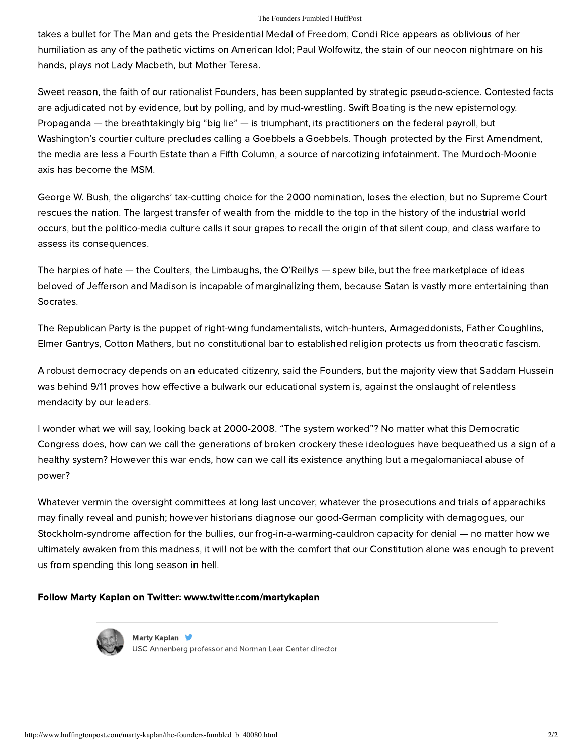takes a bullet for The Man and gets the Presidential Medal of Freedom; Condi Rice appears as oblivious of her humiliation as any of the pathetic victims on American Idol; Paul Wolfowitz, the stain of our neocon nightmare on his hands, plays not Lady Macbeth, but Mother Teresa.

Sweet reason, the faith of our rationalist Founders, has been supplanted by strategic pseudo-science. Contested facts are adjudicated not by evidence, but by polling, and by mud-wrestling. Swift Boating is the new epistemology. Propaganda — the breathtakingly big "big lie" — is triumphant, its practitioners on the federal payroll, but Washington's courtier culture precludes calling a Goebbels a Goebbels. Though protected by the First Amendment, the media are less a Fourth Estate than a Fifth Column, a source of narcotizing infotainment. The Murdoch-Moonie axis has become the MSM.

George W. Bush, the oligarchs' tax-cutting choice for the 2000 nomination, loses the election, but no Supreme Court rescues the nation. The largest transfer of wealth from the middle to the top in the history of the industrial world occurs, but the politico-media culture calls it sour grapes to recall the origin of that silent coup, and class warfare to assess its consequences.

The harpies of hate — the Coulters, the Limbaughs, the O'Reillys — spew bile, but the free marketplace of ideas beloved of Jefferson and Madison is incapable of marginalizing them, because Satan is vastly more entertaining than Socrates.

The Republican Party is the puppet of right-wing fundamentalists, witch-hunters, Armageddonists, Father Coughlins, Elmer Gantrys, Cotton Mathers, but no constitutional bar to established religion protects us from theocratic fascism.

A robust democracy depends on an educated citizenry, said the Founders, but the majority view that Saddam Hussein was behind 9/11 proves how effective a bulwark our educational system is, against the onslaught of relentless mendacity by our leaders.

I wonder what we will say, looking back at 2000-2008. "The system worked"? No matter what this Democratic Congress does, how can we call the generations of broken crockery these ideologues have bequeathed us a sign of a healthy system? However this war ends, how can we call its existence anything but a megalomaniacal abuse of power?

Whatever vermin the oversight committees at long last uncover; whatever the prosecutions and trials of apparachiks may finally reveal and punish; however historians diagnose our good-German complicity with demagogues, our Stockholm-syndrome affection for the bullies, our frog-in-a-warming-cauldron capacity for denial — no matter how we ultimately awaken from this madness, it will not be with the comfort that our Constitution alone was enough to prevent us from spending this long season in hell.

**Follow Marty Kaplan on Twitter: www.twitter.com/martykaplan**

**Marty Kaplan**
USC Annenberg professor and Norman Lear Center director